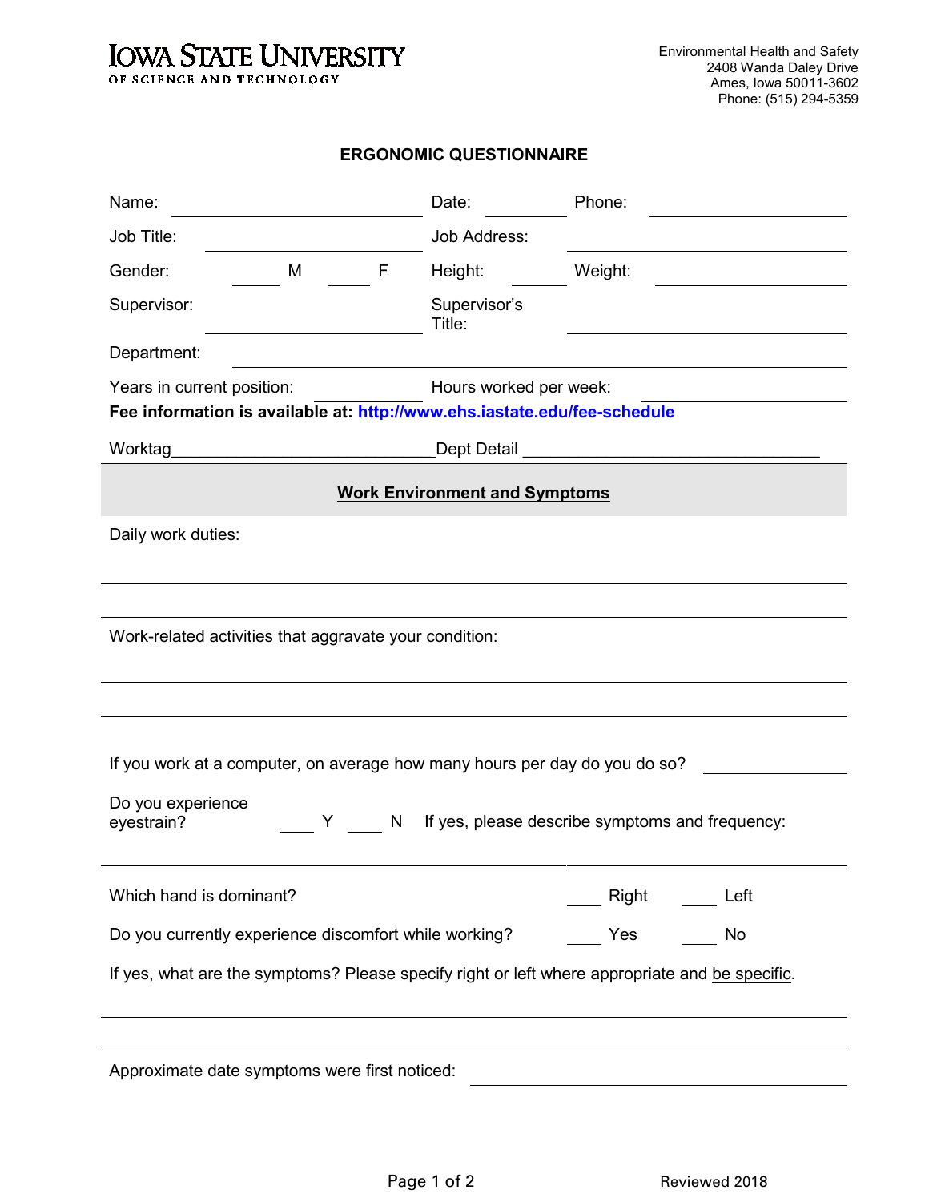**IOWA STATE UNIVERSITY**
OF SCIENCE AND TECHNOLOGY

Environmental Health and Safety
2408 Wanda Daley Drive
Ames, Iowa 50011-3602
Phone: (515) 294-5359

# ERGONOMIC QUESTIONNAIRE

Name: ____________________ Date: ________ Phone: ____________________

Job Title: ____________________ Job Address: ____________________

Gender: ____ M ____ F Height: ________ Weight: ____________________

Supervisor: ____________________ Supervisor's Title: ____________________

Department: ________________________________________

Years in current position: ________ Hours worked per week: ____________________

**Fee information is available at: http://www.ehs.iastate.edu/fee-schedule**

Worktag____________________________Dept Detail ________________________________

## Work Environment and Symptoms

Daily work duties:

______________________________________________________________________

______________________________________________________________________

Work-related activities that aggravate your condition:

______________________________________________________________________

______________________________________________________________________

If you work at a computer, on average how many hours per day do you do so? ____________

Do you experience eyestrain? ____ Y ____ N If yes, please describe symptoms and frequency:

______________________________________________________________________

Which hand is dominant? ____ Right ____ Left

Do you currently experience discomfort while working? ____ Yes ____ No

If yes, what are the symptoms? Please specify right or left where appropriate and be specific.

______________________________________________________________________

______________________________________________________________________

Approximate date symptoms were first noticed: ____________________

Reviewed 2018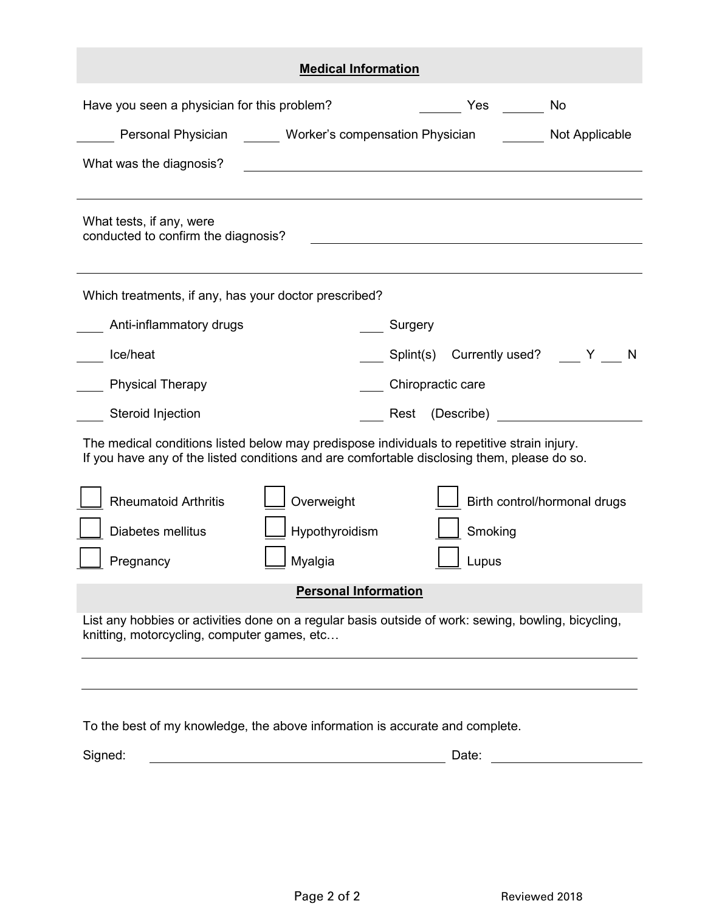## Medical Information

Have you seen a physician for this problem? ______ Yes ______ No

______ Personal Physician ______ Worker's compensation Physician ______ Not Applicable

What was the diagnosis? ________________________________________

________________________________________

What tests, if any, were conducted to confirm the diagnosis? ________________________________________

________________________________________

Which treatments, if any, has your doctor prescribed?

____ Anti-inflammatory drugs

____ Surgery

____ Ice/heat

____ Splint(s) Currently used? ___ Y ___ N

____ Physical Therapy

____ Chiropractic care

____ Steroid Injection

____ Rest (Describe) ____________________

The medical conditions listed below may predispose individuals to repetitive strain injury. If you have any of the listed conditions and are comfortable disclosing them, please do so.

- [ ] Rheumatoid Arthritis
- [ ] Overweight
- [ ] Birth control/hormonal drugs
- [ ] Diabetes mellitus
- [ ] Hypothyroidism
- [ ] Smoking
- [ ] Pregnancy
- [ ] Myalgia
- [ ] Lupus

## Personal Information

List any hobbies or activities done on a regular basis outside of work: sewing, bowling, bicycling, knitting, motorcycling, computer games, etc…

________________________________________

________________________________________

To the best of my knowledge, the above information is accurate and complete.

Signed: ______________________________ Date: ____________________

Reviewed 2018